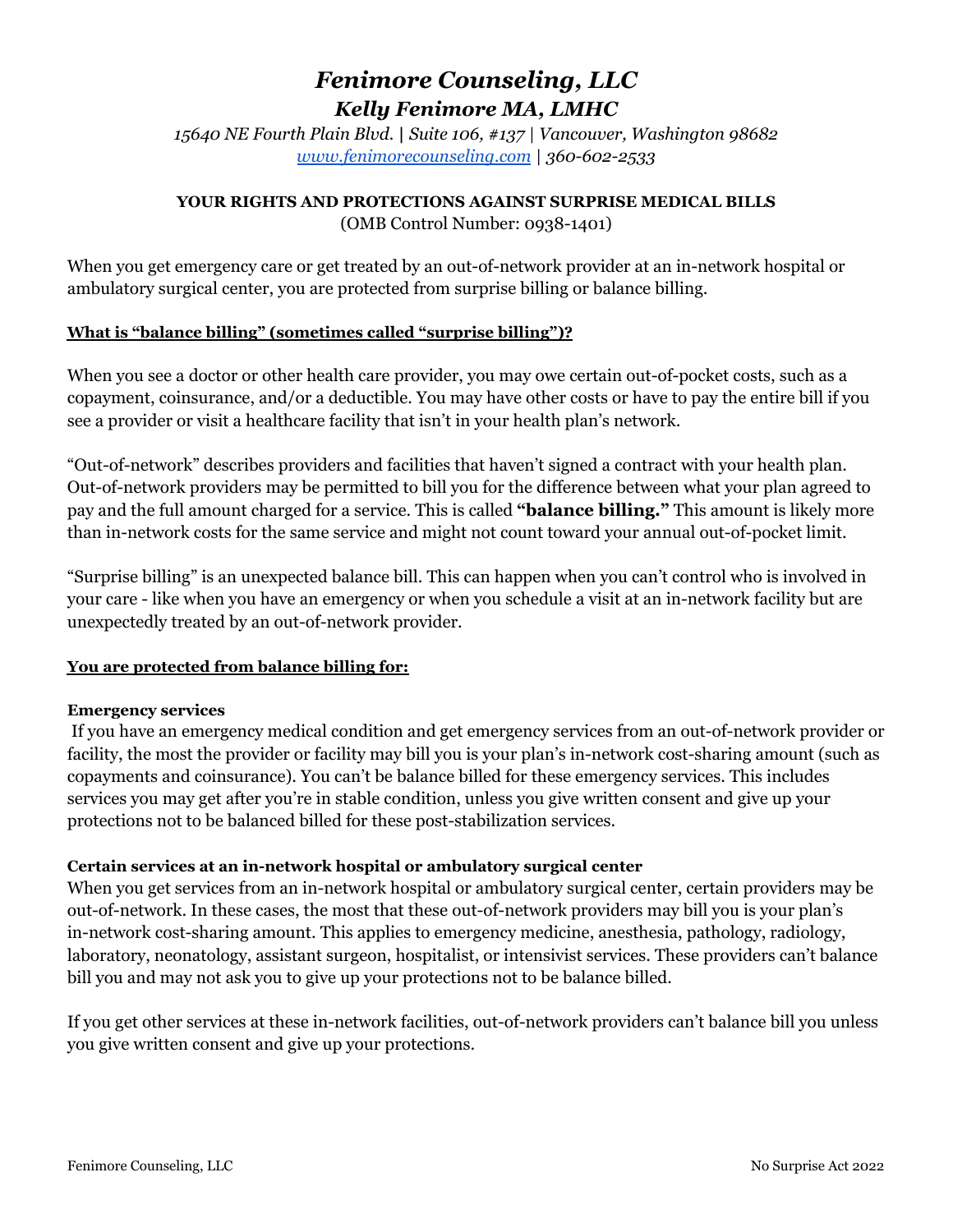# *Fenimore Counseling, LLC*

## *Kelly Fenimore MA, LMHC*

*15640 NE Fourth Plain Blvd. | Suite 106, #137 | Vancouver, Washington 98682*
*[www.fenimorecounseling.com](http://www.fenimorecounseling.com) | 360-602-2533*

**YOUR RIGHTS AND PROTECTIONS AGAINST SURPRISE MEDICAL BILLS**
(OMB Control Number: 0938-1401)

When you get emergency care or get treated by an out-of-network provider at an in-network hospital or ambulatory surgical center, you are protected from surprise billing or balance billing.

**What is "balance billing" (sometimes called "surprise billing")?**

When you see a doctor or other health care provider, you may owe certain out-of-pocket costs, such as a copayment, coinsurance, and/or a deductible. You may have other costs or have to pay the entire bill if you see a provider or visit a healthcare facility that isn't in your health plan's network.

"Out-of-network" describes providers and facilities that haven't signed a contract with your health plan. Out-of-network providers may be permitted to bill you for the difference between what your plan agreed to pay and the full amount charged for a service. This is called **"balance billing."** This amount is likely more than in-network costs for the same service and might not count toward your annual out-of-pocket limit.

"Surprise billing" is an unexpected balance bill. This can happen when you can't control who is involved in your care - like when you have an emergency or when you schedule a visit at an in-network facility but are unexpectedly treated by an out-of-network provider.

**You are protected from balance billing for:**

**Emergency services**

If you have an emergency medical condition and get emergency services from an out-of-network provider or facility, the most the provider or facility may bill you is your plan's in-network cost-sharing amount (such as copayments and coinsurance). You can't be balance billed for these emergency services. This includes services you may get after you're in stable condition, unless you give written consent and give up your protections not to be balanced billed for these post-stabilization services.

**Certain services at an in-network hospital or ambulatory surgical center**

When you get services from an in-network hospital or ambulatory surgical center, certain providers may be out-of-network. In these cases, the most that these out-of-network providers may bill you is your plan's in-network cost-sharing amount. This applies to emergency medicine, anesthesia, pathology, radiology, laboratory, neonatology, assistant surgeon, hospitalist, or intensivist services. These providers can't balance bill you and may not ask you to give up your protections not to be balance billed.

If you get other services at these in-network facilities, out-of-network providers can't balance bill you unless you give written consent and give up your protections.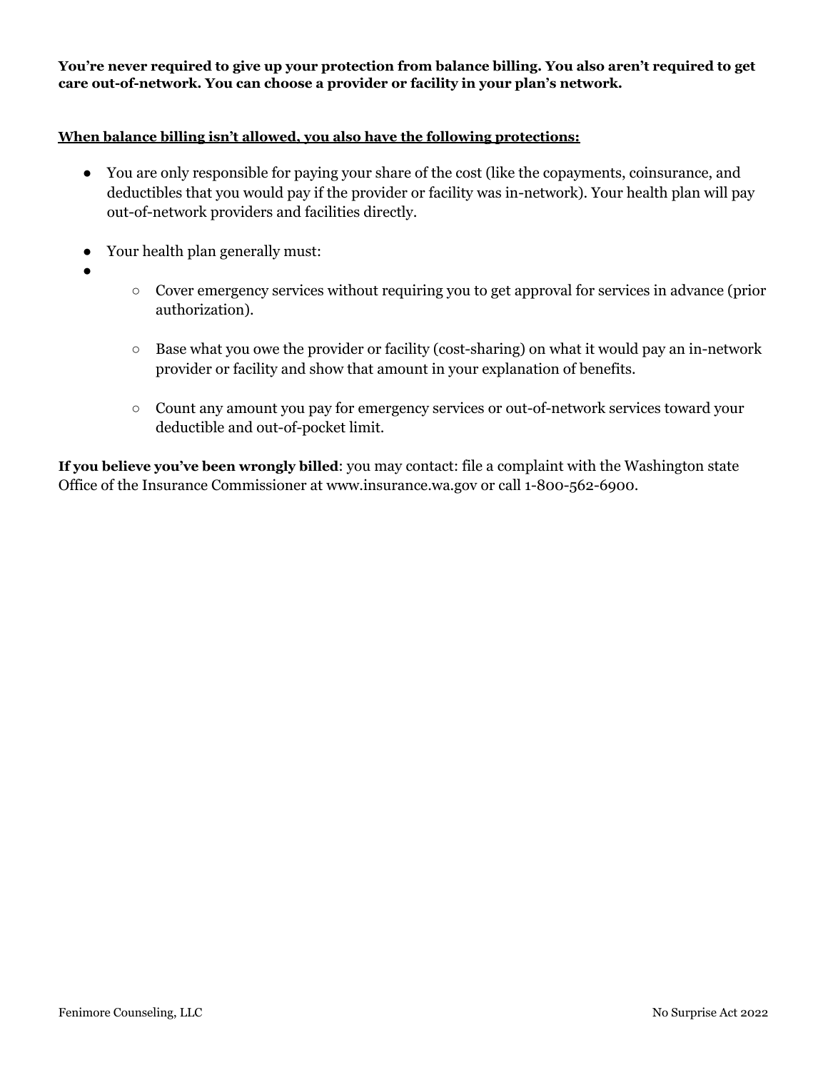**You're never required to give up your protection from balance billing. You also aren't required to get care out-of-network. You can choose a provider or facility in your plan's network.**

**When balance billing isn't allowed, you also have the following protections:**

- You are only responsible for paying your share of the cost (like the copayments, coinsurance, and deductibles that you would pay if the provider or facility was in-network). Your health plan will pay out-of-network providers and facilities directly.
- Your health plan generally must:
  - Cover emergency services without requiring you to get approval for services in advance (prior authorization).
  - Base what you owe the provider or facility (cost-sharing) on what it would pay an in-network provider or facility and show that amount in your explanation of benefits.
  - Count any amount you pay for emergency services or out-of-network services toward your deductible and out-of-pocket limit.

**If you believe you've been wrongly billed**: you may contact: file a complaint with the Washington state Office of the Insurance Commissioner at www.insurance.wa.gov or call 1-800-562-6900.